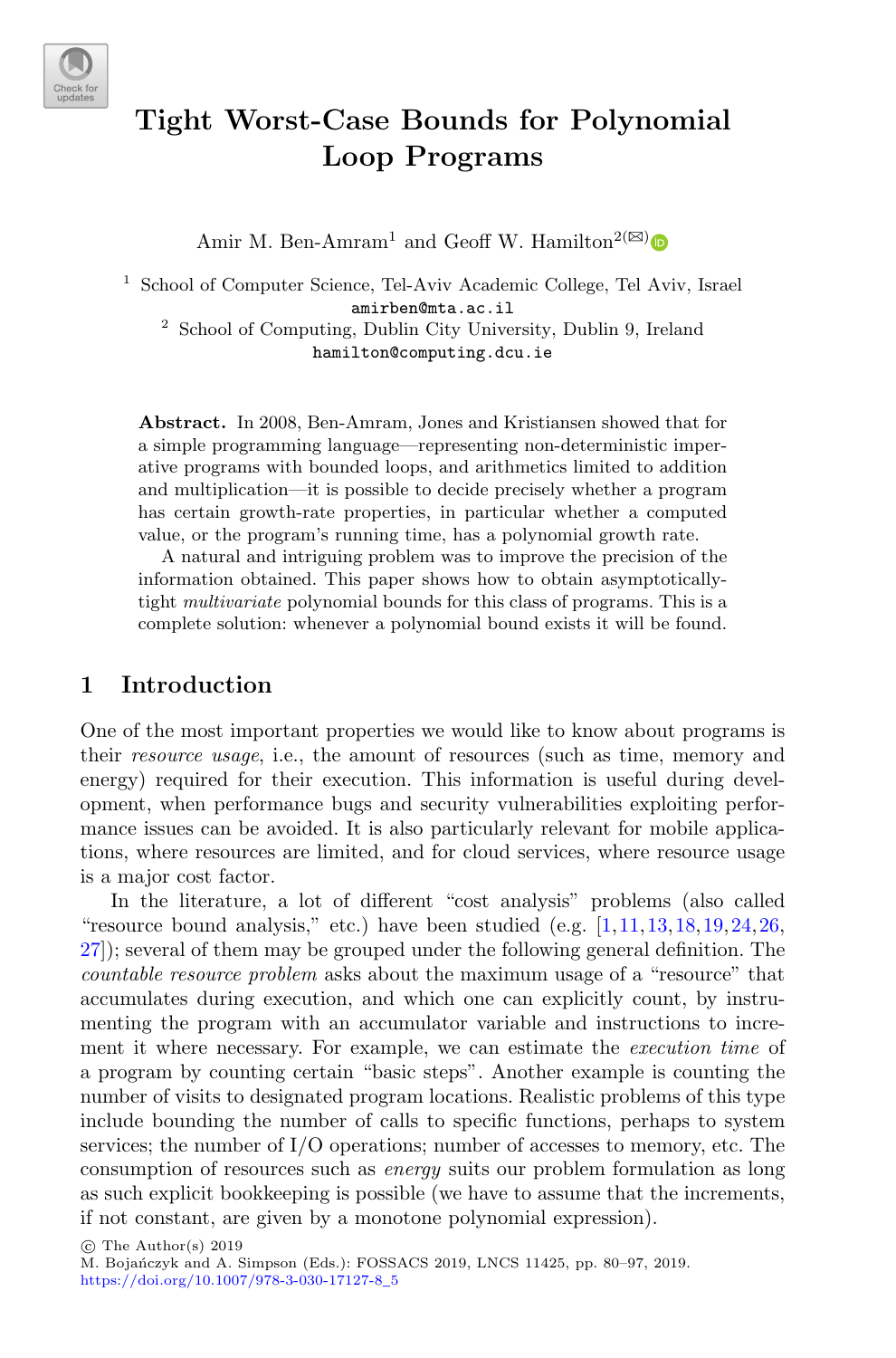# Tight Worst-Case Bounds for Polynomial Loop Programs

Amir M. Ben-Amram[1] and Geoff W. Hamilton[2(✉)]

[1] School of Computer Science, Tel-Aviv Academic College, Tel Aviv, Israel
amirben@mta.ac.il

[2] School of Computing, Dublin City University, Dublin 9, Ireland
hamilton@computing.dcu.ie

**Abstract.** In 2008, Ben-Amram, Jones and Kristiansen showed that for a simple programming language—representing non-deterministic imperative programs with bounded loops, and arithmetics limited to addition and multiplication—it is possible to decide precisely whether a program has certain growth-rate properties, in particular whether a computed value, or the program's running time, has a polynomial growth rate.

A natural and intriguing problem was to improve the precision of the information obtained. This paper shows how to obtain asymptotically-tight *multivariate* polynomial bounds for this class of programs. This is a complete solution: whenever a polynomial bound exists it will be found.

## 1 Introduction

One of the most important properties we would like to know about programs is their *resource usage*, i.e., the amount of resources (such as time, memory and energy) required for their execution. This information is useful during development, when performance bugs and security vulnerabilities exploiting performance issues can be avoided. It is also particularly relevant for mobile applications, where resources are limited, and for cloud services, where resource usage is a major cost factor.

In the literature, a lot of different "cost analysis" problems (also called "resource bound analysis," etc.) have been studied (e.g. [1,11,13,18,19,24,26,27]); several of them may be grouped under the following general definition. The *countable resource problem* asks about the maximum usage of a "resource" that accumulates during execution, and which one can explicitly count, by instrumenting the program with an accumulator variable and instructions to increment it where necessary. For example, we can estimate the *execution time* of a program by counting certain "basic steps". Another example is counting the number of visits to designated program locations. Realistic problems of this type include bounding the number of calls to specific functions, perhaps to system services; the number of I/O operations; number of accesses to memory, etc. The consumption of resources such as *energy* suits our problem formulation as long as such explicit bookkeeping is possible (we have to assume that the increments, if not constant, are given by a monotone polynomial expression).

© The Author(s) 2019
M. Bojańczyk and A. Simpson (Eds.): FOSSACS 2019, LNCS 11425, pp. 80–97, 2019.
https://doi.org/10.1007/978-3-030-17127-8_5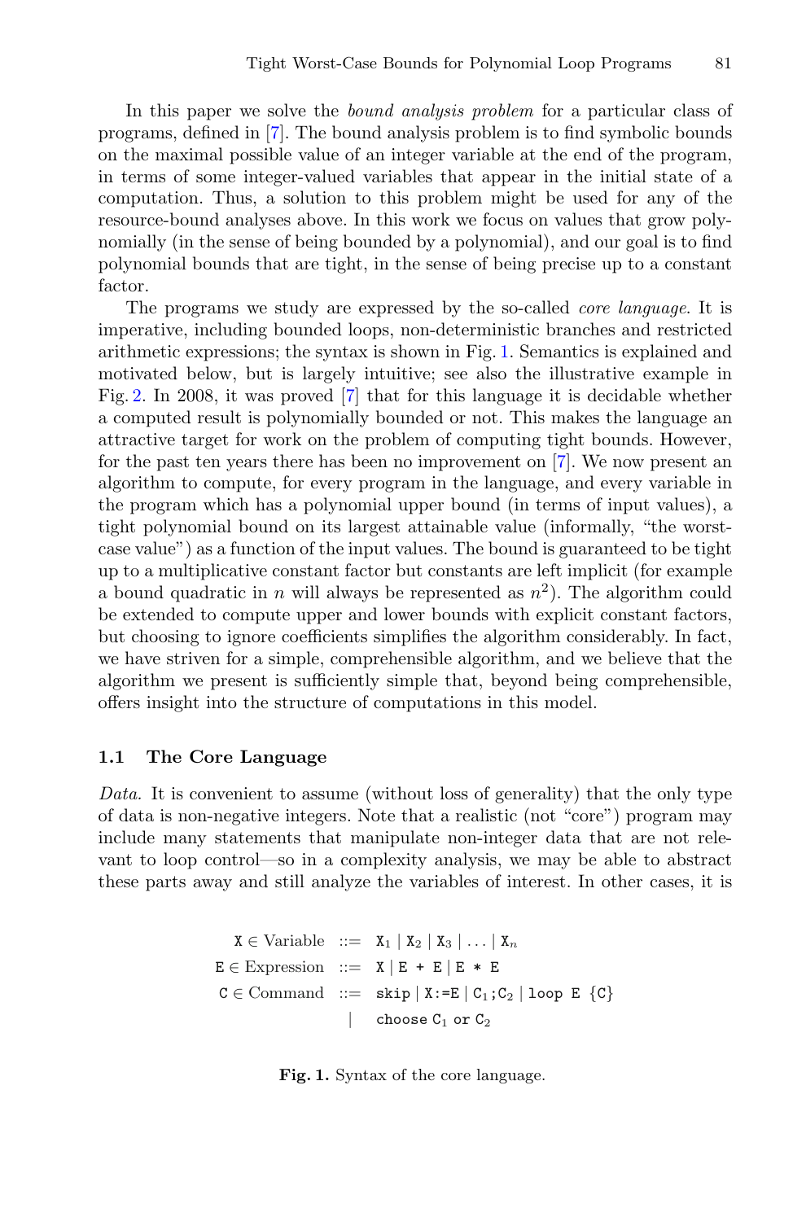In this paper we solve the *bound analysis problem* for a particular class of programs, defined in [7]. The bound analysis problem is to find symbolic bounds on the maximal possible value of an integer variable at the end of the program, in terms of some integer-valued variables that appear in the initial state of a computation. Thus, a solution to this problem might be used for any of the resource-bound analyses above. In this work we focus on values that grow polynomially (in the sense of being bounded by a polynomial), and our goal is to find polynomial bounds that are tight, in the sense of being precise up to a constant factor.

The programs we study are expressed by the so-called *core language*. It is imperative, including bounded loops, non-deterministic branches and restricted arithmetic expressions; the syntax is shown in Fig. 1. Semantics is explained and motivated below, but is largely intuitive; see also the illustrative example in Fig. 2. In 2008, it was proved [7] that for this language it is decidable whether a computed result is polynomially bounded or not. This makes the language an attractive target for work on the problem of computing tight bounds. However, for the past ten years there has been no improvement on [7]. We now present an algorithm to compute, for every program in the language, and every variable in the program which has a polynomial upper bound (in terms of input values), a tight polynomial bound on its largest attainable value (informally, "the worst-case value") as a function of the input values. The bound is guaranteed to be tight up to a multiplicative constant factor but constants are left implicit (for example a bound quadratic in $n$ will always be represented as $n^2$). The algorithm could be extended to compute upper and lower bounds with explicit constant factors, but choosing to ignore coefficients simplifies the algorithm considerably. In fact, we have striven for a simple, comprehensible algorithm, and we believe that the algorithm we present is sufficiently simple that, beyond being comprehensible, offers insight into the structure of computations in this model.

### 1.1 The Core Language

*Data.* It is convenient to assume (without loss of generality) that the only type of data is non-negative integers. Note that a realistic (not "core") program may include many statements that manipulate non-integer data that are not relevant to loop control—so in a complexity analysis, we may be able to abstract these parts away and still analyze the variables of interest. In other cases, it is

$$
\begin{array}{rcl}
\texttt{X} \in \text{Variable} & ::= & \texttt{X}_1 \mid \texttt{X}_2 \mid \texttt{X}_3 \mid \ldots \mid \texttt{X}_n \\
\texttt{E} \in \text{Expression} & ::= & \texttt{X} \mid \texttt{E + E} \mid \texttt{E * E} \\
\texttt{C} \in \text{Command} & ::= & \texttt{skip} \mid \texttt{X:=E} \mid \texttt{C}_1\texttt{;C}_2 \mid \texttt{loop E \{C\}} \\
& \mid & \texttt{choose C}_1 \texttt{ or C}_2
\end{array}
$$

**Fig. 1.** Syntax of the core language.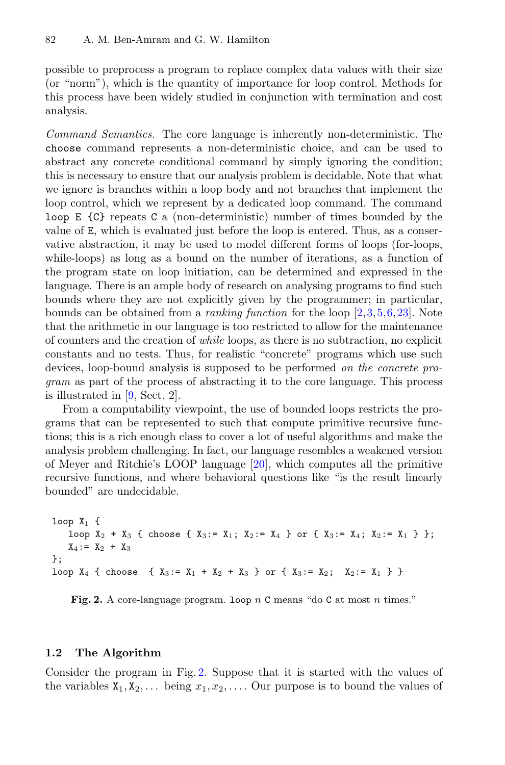possible to preprocess a program to replace complex data values with their size (or "norm"), which is the quantity of importance for loop control. Methods for this process have been widely studied in conjunction with termination and cost analysis.

*Command Semantics.* The core language is inherently non-deterministic. The `choose` command represents a non-deterministic choice, and can be used to abstract any concrete conditional command by simply ignoring the condition; this is necessary to ensure that our analysis problem is decidable. Note that what we ignore is branches within a loop body and not branches that implement the loop control, which we represent by a dedicated loop command. The command `loop E {C}` repeats `C` a (non-deterministic) number of times bounded by the value of `E`, which is evaluated just before the loop is entered. Thus, as a conservative abstraction, it may be used to model different forms of loops (for-loops, while-loops) as long as a bound on the number of iterations, as a function of the program state on loop initiation, can be determined and expressed in the language. There is an ample body of research on analysing programs to find such bounds where they are not explicitly given by the programmer; in particular, bounds can be obtained from a *ranking function* for the loop [2,3,5,6,23]. Note that the arithmetic in our language is too restricted to allow for the maintenance of counters and the creation of *while* loops, as there is no subtraction, no explicit constants and no tests. Thus, for realistic "concrete" programs which use such devices, loop-bound analysis is supposed to be performed *on the concrete program* as part of the process of abstracting it to the core language. This process is illustrated in [9, Sect. 2].

From a computability viewpoint, the use of bounded loops restricts the programs that can be represented to such that compute primitive recursive functions; this is a rich enough class to cover a lot of useful algorithms and make the analysis problem challenging. In fact, our language resembles a weakened version of Meyer and Ritchie's LOOP language [20], which computes all the primitive recursive functions, and where behavioral questions like "is the result linearly bounded" are undecidable.

```
loop X1 {
   loop X2 + X3 { choose { X3:= X1; X2:= X4 } or { X3:= X4; X2:= X1 } };
   X4:= X2 + X3
};
loop X4 { choose  { X3:= X1 + X2 + X3 } or { X3:= X2;  X2:= X1 } }
```

**Fig. 2.** A core-language program. `loop` $n$ `C` means "do `C` at most $n$ times."

### 1.2 The Algorithm

Consider the program in Fig. 2. Suppose that it is started with the values of the variables $X_1, X_2, \ldots$ being $x_1, x_2, \ldots$. Our purpose is to bound the values of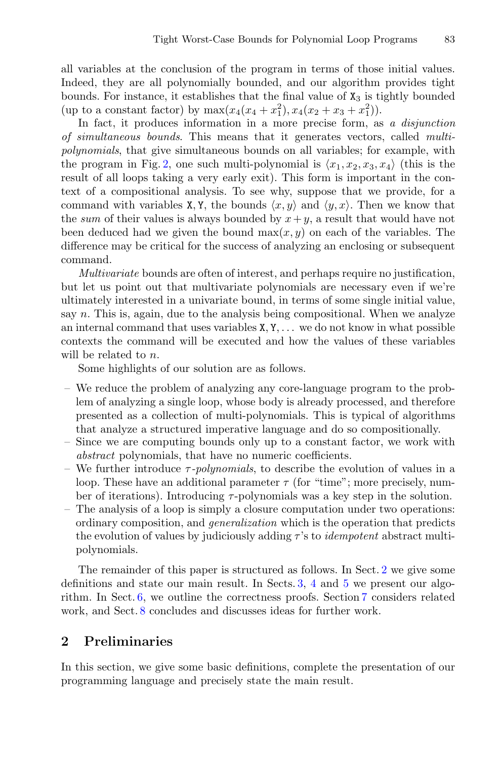all variables at the conclusion of the program in terms of those initial values. Indeed, they are all polynomially bounded, and our algorithm provides tight bounds. For instance, it establishes that the final value of $\mathtt{X}_3$ is tightly bounded (up to a constant factor) by $\max(x_4(x_4 + x_1^2), x_4(x_2 + x_3 + x_1^2))$.

In fact, it produces information in a more precise form, as *a disjunction of simultaneous bounds*. This means that it generates vectors, called *multi-polynomials*, that give simultaneous bounds on all variables; for example, with the program in Fig. 2, one such multi-polynomial is $\langle x_1, x_2, x_3, x_4 \rangle$ (this is the result of all loops taking a very early exit). This form is important in the context of a compositional analysis. To see why, suppose that we provide, for a command with variables X, Y, the bounds $\langle x, y \rangle$ and $\langle y, x \rangle$. Then we know that the *sum* of their values is always bounded by $x + y$, a result that would have not been deduced had we given the bound $\max(x, y)$ on each of the variables. The difference may be critical for the success of analyzing an enclosing or subsequent command.

*Multivariate* bounds are often of interest, and perhaps require no justification, but let us point out that multivariate polynomials are necessary even if we're ultimately interested in a univariate bound, in terms of some single initial value, say $n$. This is, again, due to the analysis being compositional. When we analyze an internal command that uses variables X, Y, ... we do not know in what possible contexts the command will be executed and how the values of these variables will be related to $n$.

Some highlights of our solution are as follows.

- We reduce the problem of analyzing any core-language program to the problem of analyzing a single loop, whose body is already processed, and therefore presented as a collection of multi-polynomials. This is typical of algorithms that analyze a structured imperative language and do so compositionally.
- Since we are computing bounds only up to a constant factor, we work with *abstract* polynomials, that have no numeric coefficients.
- We further introduce *$\tau$-polynomials*, to describe the evolution of values in a loop. These have an additional parameter $\tau$ (for "time"; more precisely, number of iterations). Introducing $\tau$-polynomials was a key step in the solution.
- The analysis of a loop is simply a closure computation under two operations: ordinary composition, and *generalization* which is the operation that predicts the evolution of values by judiciously adding $\tau$'s to *idempotent* abstract multi-polynomials.

The remainder of this paper is structured as follows. In Sect. 2 we give some definitions and state our main result. In Sects. 3, 4 and 5 we present our algorithm. In Sect. 6, we outline the correctness proofs. Section 7 considers related work, and Sect. 8 concludes and discusses ideas for further work.

## 2 Preliminaries

In this section, we give some basic definitions, complete the presentation of our programming language and precisely state the main result.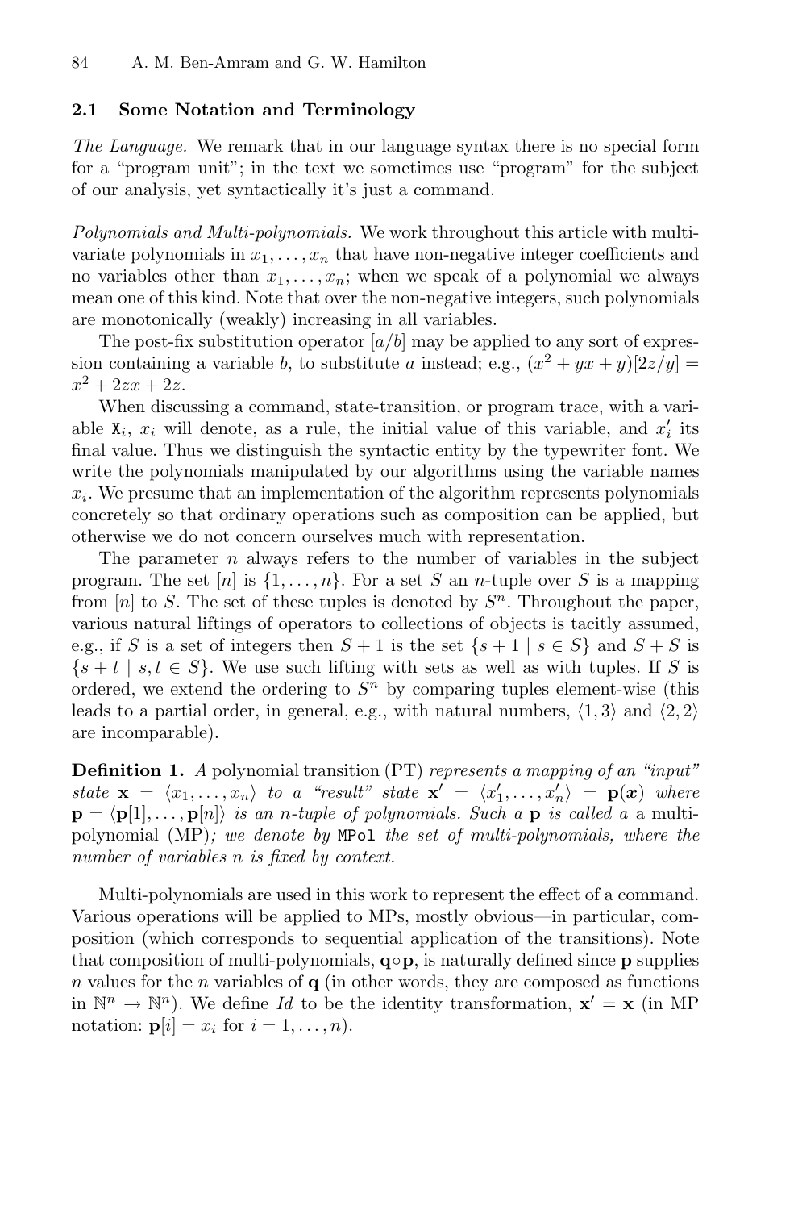### 2.1 Some Notation and Terminology

*The Language.* We remark that in our language syntax there is no special form for a "program unit"; in the text we sometimes use "program" for the subject of our analysis, yet syntactically it's just a command.

*Polynomials and Multi-polynomials.* We work throughout this article with multivariate polynomials in $x_1, \ldots, x_n$ that have non-negative integer coefficients and no variables other than $x_1, \ldots, x_n$; when we speak of a polynomial we always mean one of this kind. Note that over the non-negative integers, such polynomials are monotonically (weakly) increasing in all variables.

The post-fix substitution operator $[a/b]$ may be applied to any sort of expression containing a variable $b$, to substitute $a$ instead; e.g., $(x^2 + yx + y)[2z/y] = x^2 + 2zx + 2z$.

When discussing a command, state-transition, or program trace, with a variable $\mathtt{X}_i$, $x_i$ will denote, as a rule, the initial value of this variable, and $x'_i$ its final value. Thus we distinguish the syntactic entity by the typewriter font. We write the polynomials manipulated by our algorithms using the variable names $x_i$. We presume that an implementation of the algorithm represents polynomials concretely so that ordinary operations such as composition can be applied, but otherwise we do not concern ourselves much with representation.

The parameter $n$ always refers to the number of variables in the subject program. The set $[n]$ is $\{1, \ldots, n\}$. For a set $S$ an $n$-tuple over $S$ is a mapping from $[n]$ to $S$. The set of these tuples is denoted by $S^n$. Throughout the paper, various natural liftings of operators to collections of objects is tacitly assumed, e.g., if $S$ is a set of integers then $S + 1$ is the set $\{s + 1 \mid s \in S\}$ and $S + S$ is $\{s + t \mid s, t \in S\}$. We use such lifting with sets as well as with tuples. If $S$ is ordered, we extend the ordering to $S^n$ by comparing tuples element-wise (this leads to a partial order, in general, e.g., with natural numbers, $\langle 1, 3\rangle$ and $\langle 2, 2\rangle$ are incomparable).

**Definition 1.** *A* polynomial transition (PT) *represents a mapping of an "input" state* $\mathbf{x} = \langle x_1, \ldots, x_n\rangle$ *to a "result" state* $\mathbf{x}' = \langle x'_1, \ldots, x'_n\rangle = \mathbf{p}(\boldsymbol{x})$ *where* $\mathbf{p} = \langle \mathbf{p}[1], \ldots, \mathbf{p}[n]\rangle$ *is an* $n$*-tuple of polynomials. Such a* $\mathbf{p}$ *is called a* multi-polynomial (MP)*; we denote by* `MPol` *the set of multi-polynomials, where the number of variables* $n$ *is fixed by context.*

Multi-polynomials are used in this work to represent the effect of a command. Various operations will be applied to MPs, mostly obvious—in particular, composition (which corresponds to sequential application of the transitions). Note that composition of multi-polynomials, $\mathbf{q} \circ \mathbf{p}$, is naturally defined since $\mathbf{p}$ supplies $n$ values for the $n$ variables of $\mathbf{q}$ (in other words, they are composed as functions in $\mathbb{N}^n \to \mathbb{N}^n$). We define $Id$ to be the identity transformation, $\mathbf{x}' = \mathbf{x}$ (in MP notation: $\mathbf{p}[i] = x_i$ for $i = 1, \ldots, n$).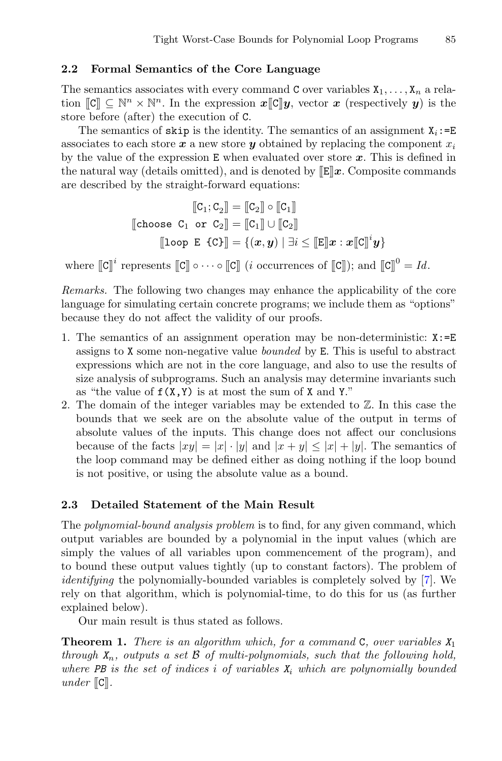### 2.2 Formal Semantics of the Core Language

The semantics associates with every command C over variables $X_1, \ldots, X_n$ a relation $[\![C]\!] \subseteq \mathbb{N}^n \times \mathbb{N}^n$. In the expression $\boldsymbol{x}[\![C]\!]\boldsymbol{y}$, vector $\boldsymbol{x}$ (respectively $\boldsymbol{y}$) is the store before (after) the execution of C.

The semantics of `skip` is the identity. The semantics of an assignment $X_i$:=E associates to each store $\boldsymbol{x}$ a new store $\boldsymbol{y}$ obtained by replacing the component $x_i$ by the value of the expression E when evaluated over store $\boldsymbol{x}$. This is defined in the natural way (details omitted), and is denoted by $[\![E]\!]\boldsymbol{x}$. Composite commands are described by the straight-forward equations:

$$[\![C_1; C_2]\!] = [\![C_2]\!] \circ [\![C_1]\!]$$

$$[\![\texttt{choose } C_1 \texttt{ or } C_2]\!] = [\![C_1]\!] \cup [\![C_2]\!]$$

$$[\![\texttt{loop E \{C\}}]\!] = \{(\boldsymbol{x}, \boldsymbol{y}) \mid \exists i \leq [\![E]\!]\boldsymbol{x} : \boldsymbol{x}[\![C]\!]^i \boldsymbol{y}\}$$

where $[\![C]\!]^i$ represents $[\![C]\!] \circ \cdots \circ [\![C]\!]$ ($i$ occurrences of $[\![C]\!]$); and $[\![C]\!]^0 = Id$.

*Remarks.* The following two changes may enhance the applicability of the core language for simulating certain concrete programs; we include them as "options" because they do not affect the validity of our proofs.

1. The semantics of an assignment operation may be non-deterministic: X:=E assigns to X some non-negative value *bounded* by E. This is useful to abstract expressions which are not in the core language, and also to use the results of size analysis of subprograms. Such an analysis may determine invariants such as "the value of f(X,Y) is at most the sum of X and Y."
2. The domain of the integer variables may be extended to $\mathbb{Z}$. In this case the bounds that we seek are on the absolute value of the output in terms of absolute values of the inputs. This change does not affect our conclusions because of the facts $|xy| = |x| \cdot |y|$ and $|x + y| \leq |x| + |y|$. The semantics of the loop command may be defined either as doing nothing if the loop bound is not positive, or using the absolute value as a bound.

### 2.3 Detailed Statement of the Main Result

The *polynomial-bound analysis problem* is to find, for any given command, which output variables are bounded by a polynomial in the input values (which are simply the values of all variables upon commencement of the program), and to bound these output values tightly (up to constant factors). The problem of *identifying* the polynomially-bounded variables is completely solved by [7]. We rely on that algorithm, which is polynomial-time, to do this for us (as further explained below).

Our main result is thus stated as follows.

**Theorem 1.** *There is an algorithm which, for a command* C*, over variables* $X_1$ *through* $X_n$*, outputs a set* $\mathcal{B}$ *of multi-polynomials, such that the following hold, where* PB *is the set of indices* $i$ *of variables* $X_i$ *which are polynomially bounded under* $[\![C]\!]$.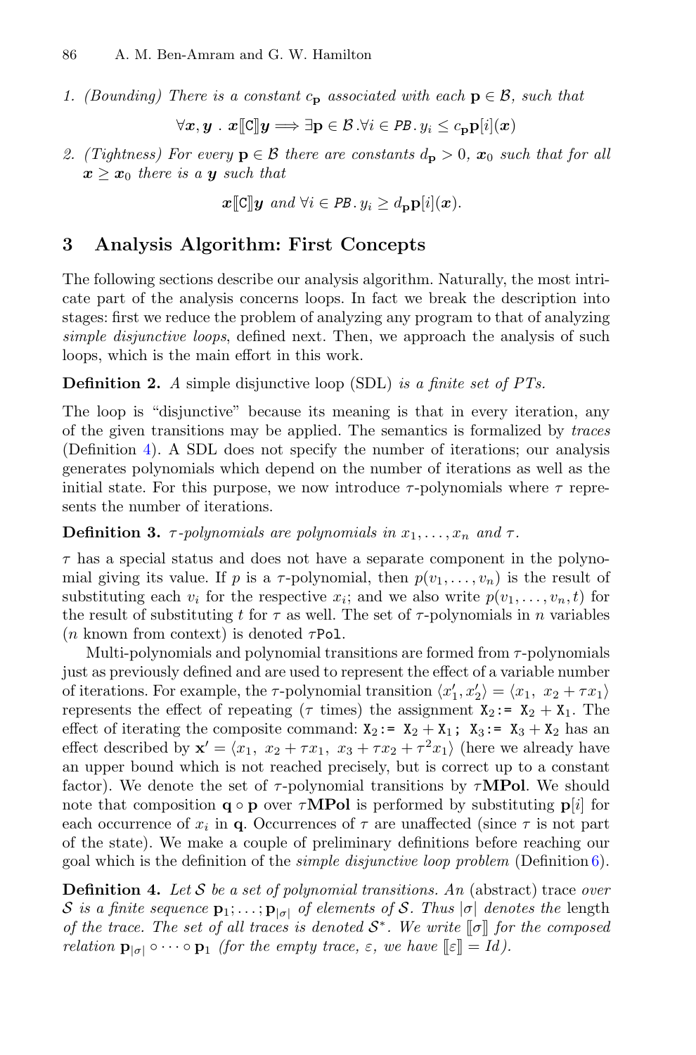1. *(Bounding) There is a constant $c_{\mathbf{p}}$ associated with each $\mathbf{p} \in \mathcal{B}$, such that*

$$\forall \boldsymbol{x}, \boldsymbol{y} \ . \ \boldsymbol{x}[\![\mathtt{C}]\!]\boldsymbol{y} \Longrightarrow \exists \mathbf{p} \in \mathcal{B} . \forall i \in \mathit{PB} . \, y_i \leq c_{\mathbf{p}} \mathbf{p}[i](\boldsymbol{x})$$

2. *(Tightness) For every $\mathbf{p} \in \mathcal{B}$ there are constants $d_{\mathbf{p}} > 0$, $\boldsymbol{x}_0$ such that for all $\boldsymbol{x} \geq \boldsymbol{x}_0$ there is a $\boldsymbol{y}$ such that*

$$\boldsymbol{x}[\![\mathtt{C}]\!]\boldsymbol{y} \text{ and } \forall i \in \mathit{PB} . \, y_i \geq d_{\mathbf{p}} \mathbf{p}[i](\boldsymbol{x}).$$

## 3 Analysis Algorithm: First Concepts

The following sections describe our analysis algorithm. Naturally, the most intricate part of the analysis concerns loops. In fact we break the description into stages: first we reduce the problem of analyzing any program to that of analyzing *simple disjunctive loops*, defined next. Then, we approach the analysis of such loops, which is the main effort in this work.

**Definition 2.** *A* simple disjunctive loop (SDL) *is a finite set of PTs.*

The loop is "disjunctive" because its meaning is that in every iteration, any of the given transitions may be applied. The semantics is formalized by *traces* (Definition 4). A SDL does not specify the number of iterations; our analysis generates polynomials which depend on the number of iterations as well as the initial state. For this purpose, we now introduce $\tau$-polynomials where $\tau$ represents the number of iterations.

**Definition 3.** *$\tau$-polynomials are polynomials in $x_1, \ldots, x_n$ and $\tau$.*

$\tau$ has a special status and does not have a separate component in the polynomial giving its value. If $p$ is a $\tau$-polynomial, then $p(v_1, \ldots, v_n)$ is the result of substituting each $v_i$ for the respective $x_i$; and we also write $p(v_1, \ldots, v_n, t)$ for the result of substituting $t$ for $\tau$ as well. The set of $\tau$-polynomials in $n$ variables ($n$ known from context) is denoted $\tau\mathtt{Pol}$.

Multi-polynomials and polynomial transitions are formed from $\tau$-polynomials just as previously defined and are used to represent the effect of a variable number of iterations. For example, the $\tau$-polynomial transition $\langle x_1', x_2' \rangle = \langle x_1, \ x_2 + \tau x_1 \rangle$ represents the effect of repeating ($\tau$ times) the assignment $\mathtt{X}_2 \mathtt{:=}\ \mathtt{X}_2 + \mathtt{X}_1$. The effect of iterating the composite command: $\mathtt{X}_2 \mathtt{:=}\ \mathtt{X}_2 + \mathtt{X}_1\mathtt{;}\ \mathtt{X}_3 \mathtt{:=}\ \mathtt{X}_3 + \mathtt{X}_2$ has an effect described by $\mathbf{x}' = \langle x_1, \ x_2 + \tau x_1, \ x_3 + \tau x_2 + \tau^2 x_1 \rangle$ (here we already have an upper bound which is not reached precisely, but is correct up to a constant factor). We denote the set of $\tau$-polynomial transitions by $\tau\mathbf{MPol}$. We should note that composition $\mathbf{q} \circ \mathbf{p}$ over $\tau\mathbf{MPol}$ is performed by substituting $\mathbf{p}[i]$ for each occurrence of $x_i$ in $\mathbf{q}$. Occurrences of $\tau$ are unaffected (since $\tau$ is not part of the state). We make a couple of preliminary definitions before reaching our goal which is the definition of the *simple disjunctive loop problem* (Definition 6).

**Definition 4.** *Let $\mathcal{S}$ be a set of polynomial transitions. An* (abstract) trace *over $\mathcal{S}$ is a finite sequence $\mathbf{p}_1; \ldots; \mathbf{p}_{|\sigma|}$ of elements of $\mathcal{S}$. Thus $|\sigma|$ denotes the* length *of the trace. The set of all traces is denoted $\mathcal{S}^*$. We write $[\![\sigma]\!]$ for the composed relation $\mathbf{p}_{|\sigma|} \circ \cdots \circ \mathbf{p}_1$ (for the empty trace, $\varepsilon$, we have $[\![\varepsilon]\!] = Id$).*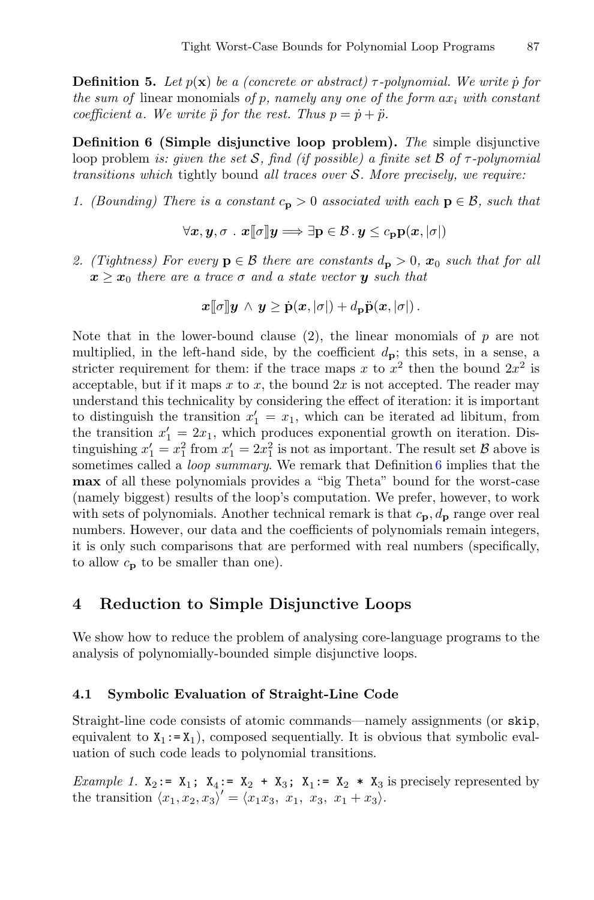**Definition 5.** *Let $p(\mathbf{x})$ be a (concrete or abstract) $\tau$-polynomial. We write $\dot{p}$ for the sum of* linear monomials *of $p$, namely any one of the form $ax_i$ with constant coefficient $a$. We write $\ddot{p}$ for the rest. Thus $p = \dot{p} + \ddot{p}$.*

**Definition 6 (Simple disjunctive loop problem).** *The* simple disjunctive loop problem *is: given the set $\mathcal{S}$, find (if possible) a finite set $\mathcal{B}$ of $\tau$-polynomial transitions which* tightly bound *all traces over $\mathcal{S}$. More precisely, we require:*

1. *(Bounding) There is a constant $c_{\mathbf{p}} > 0$ associated with each $\mathbf{p} \in \mathcal{B}$, such that*

$$\forall \boldsymbol{x}, \boldsymbol{y}, \sigma \;.\; \boldsymbol{x}[\![\sigma]\!]\boldsymbol{y} \Longrightarrow \exists \mathbf{p} \in \mathcal{B} \,.\, \boldsymbol{y} \leq c_{\mathbf{p}}\mathbf{p}(\boldsymbol{x}, |\sigma|)$$

2. *(Tightness) For every $\mathbf{p} \in \mathcal{B}$ there are constants $d_{\mathbf{p}} > 0$, $\boldsymbol{x}_0$ such that for all $\boldsymbol{x} \geq \boldsymbol{x}_0$ there are a trace $\sigma$ and a state vector $\boldsymbol{y}$ such that*

$$\boldsymbol{x}[\![\sigma]\!]\boldsymbol{y} \;\wedge\; \boldsymbol{y} \geq \dot{\mathbf{p}}(\boldsymbol{x}, |\sigma|) + d_{\mathbf{p}}\ddot{\mathbf{p}}(\boldsymbol{x}, |\sigma|)\,.$$

Note that in the lower-bound clause (2), the linear monomials of $p$ are not multiplied, in the left-hand side, by the coefficient $d_{\mathbf{p}}$; this sets, in a sense, a stricter requirement for them: if the trace maps $x$ to $x^2$ then the bound $2x^2$ is acceptable, but if it maps $x$ to $x$, the bound $2x$ is not accepted. The reader may understand this technicality by considering the effect of iteration: it is important to distinguish the transition $x_1' = x_1$, which can be iterated ad libitum, from the transition $x_1' = 2x_1$, which produces exponential growth on iteration. Distinguishing $x_1' = x_1^2$ from $x_1' = 2x_1^2$ is not as important. The result set $\mathcal{B}$ above is sometimes called a *loop summary*. We remark that Definition 6 implies that the **max** of all these polynomials provides a "big Theta" bound for the worst-case (namely biggest) results of the loop's computation. We prefer, however, to work with sets of polynomials. Another technical remark is that $c_{\mathbf{p}}, d_{\mathbf{p}}$ range over real numbers. However, our data and the coefficients of polynomials remain integers, it is only such comparisons that are performed with real numbers (specifically, to allow $c_{\mathbf{p}}$ to be smaller than one).

## 4 Reduction to Simple Disjunctive Loops

We show how to reduce the problem of analysing core-language programs to the analysis of polynomially-bounded simple disjunctive loops.

### 4.1 Symbolic Evaluation of Straight-Line Code

Straight-line code consists of atomic commands—namely assignments (or `skip`, equivalent to `X`$_1$`:=X`$_1$), composed sequentially. It is obvious that symbolic evaluation of such code leads to polynomial transitions.

*Example 1.* `X`$_2$`:= X`$_1$`; X`$_4$`:= X`$_2$` + X`$_3$`; X`$_1$`:= X`$_2$` * X`$_3$ is precisely represented by the transition $\langle x_1, x_2, x_3 \rangle' = \langle x_1 x_3,\; x_1,\; x_3,\; x_1 + x_3 \rangle$.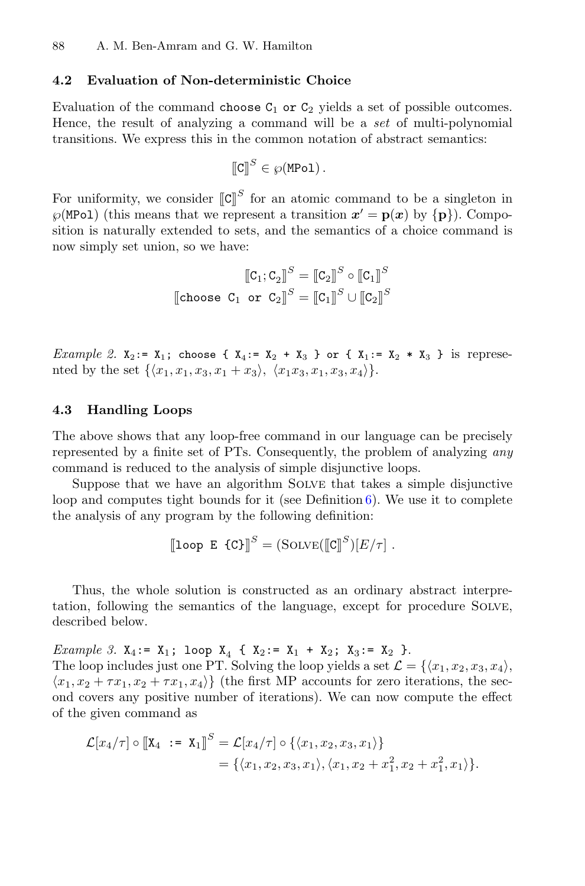### 4.2 Evaluation of Non-deterministic Choice

Evaluation of the command `choose C₁ or C₂` yields a set of possible outcomes. Hence, the result of analyzing a command will be a *set* of multi-polynomial transitions. We express this in the common notation of abstract semantics:

$$[\![\texttt{C}]\!]^S \in \wp(\texttt{MPol})\,.$$

For uniformity, we consider $[\![\texttt{C}]\!]^S$ for an atomic command to be a singleton in $\wp(\texttt{MPol})$ (this means that we represent a transition $\boldsymbol{x}' = \mathbf{p}(\boldsymbol{x})$ by $\{\mathbf{p}\}$). Composition is naturally extended to sets, and the semantics of a choice command is now simply set union, so we have:

$$[\![\texttt{C}_1;\texttt{C}_2]\!]^S = [\![\texttt{C}_2]\!]^S \circ [\![\texttt{C}_1]\!]^S$$

$$[\![\texttt{choose C}_1\ \texttt{or C}_2]\!]^S = [\![\texttt{C}_1]\!]^S \cup [\![\texttt{C}_2]\!]^S$$

*Example 2.* `X₂:= X₁; choose { X₄:= X₂ + X₃ } or { X₁:= X₂ * X₃ }` is represented by the set $\{\langle x_1, x_1, x_3, x_1 + x_3\rangle,\ \langle x_1 x_3, x_1, x_3, x_4\rangle\}$.

### 4.3 Handling Loops

The above shows that any loop-free command in our language can be precisely represented by a finite set of PTs. Consequently, the problem of analyzing *any* command is reduced to the analysis of simple disjunctive loops.

Suppose that we have an algorithm Solve that takes a simple disjunctive loop and computes tight bounds for it (see Definition 6). We use it to complete the analysis of any program by the following definition:

$$[\![\texttt{loop E \{C\}}]\!]^S = (\textsc{Solve}([\![\texttt{C}]\!]^S))[E/\tau]\ .$$

Thus, the whole solution is constructed as an ordinary abstract interpretation, following the semantics of the language, except for procedure Solve, described below.

*Example 3.* `X₄:= X₁; loop X₄ { X₂:= X₁ + X₂; X₃:= X₂ }`.
The loop includes just one PT. Solving the loop yields a set $\mathcal{L} = \{\langle x_1, x_2, x_3, x_4\rangle,$ $\langle x_1, x_2 + \tau x_1, x_2 + \tau x_1, x_4\rangle\}$ (the first MP accounts for zero iterations, the second covers any positive number of iterations). We can now compute the effect of the given command as

$$\begin{aligned}
\mathcal{L}[x_4/\tau] \circ [\![\texttt{X}_4\ \texttt{:=}\ \texttt{X}_1]\!]^S &= \mathcal{L}[x_4/\tau] \circ \{\langle x_1, x_2, x_3, x_1\rangle\} \\
&= \{\langle x_1, x_2, x_3, x_1\rangle, \langle x_1, x_2 + x_1^2, x_2 + x_1^2, x_1\rangle\}.
\end{aligned}$$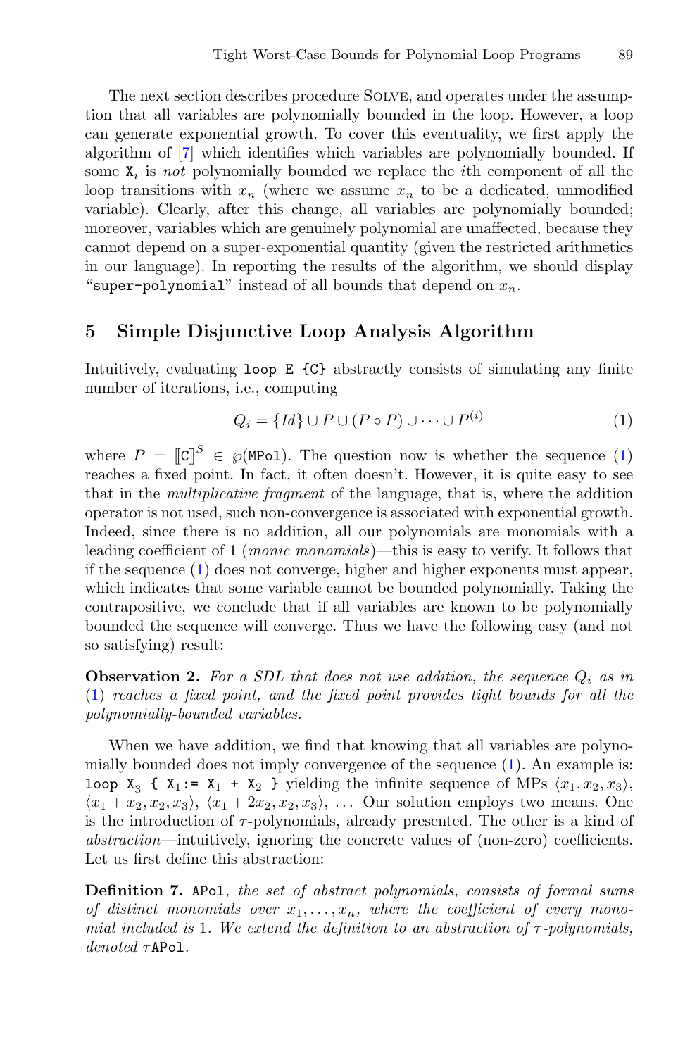The next section describes procedure Solve, and operates under the assumption that all variables are polynomially bounded in the loop. However, a loop can generate exponential growth. To cover this eventuality, we first apply the algorithm of [7] which identifies which variables are polynomially bounded. If some $\mathtt{X}_i$ is *not* polynomially bounded we replace the $i$th component of all the loop transitions with $x_n$ (where we assume $x_n$ to be a dedicated, unmodified variable). Clearly, after this change, all variables are polynomially bounded; moreover, variables which are genuinely polynomial are unaffected, because they cannot depend on a super-exponential quantity (given the restricted arithmetics in our language). In reporting the results of the algorithm, we should display "`super-polynomial`" instead of all bounds that depend on $x_n$.

## 5 Simple Disjunctive Loop Analysis Algorithm

Intuitively, evaluating `loop E {C}` abstractly consists of simulating any finite number of iterations, i.e., computing

$$Q_i = \{Id\} \cup P \cup (P \circ P) \cup \cdots \cup P^{(i)} \qquad (1)$$

where $P = [\![\mathtt{C}]\!]^S \in \wp(\mathtt{MPol})$. The question now is whether the sequence (1) reaches a fixed point. In fact, it often doesn't. However, it is quite easy to see that in the *multiplicative fragment* of the language, that is, where the addition operator is not used, such non-convergence is associated with exponential growth. Indeed, since there is no addition, all our polynomials are monomials with a leading coefficient of 1 (*monic monomials*)—this is easy to verify. It follows that if the sequence (1) does not converge, higher and higher exponents must appear, which indicates that some variable cannot be bounded polynomially. Taking the contrapositive, we conclude that if all variables are known to be polynomially bounded the sequence will converge. Thus we have the following easy (and not so satisfying) result:

**Observation 2.** *For a SDL that does not use addition, the sequence $Q_i$ as in* (1) *reaches a fixed point, and the fixed point provides tight bounds for all the polynomially-bounded variables.*

When we have addition, we find that knowing that all variables are polynomially bounded does not imply convergence of the sequence (1). An example is: `loop` $\mathtt{X}_3$ `{` $\mathtt{X}_1$`:=` $\mathtt{X}_1$ `+` $\mathtt{X}_2$ `}` yielding the infinite sequence of MPs $\langle x_1, x_2, x_3\rangle$, $\langle x_1 + x_2, x_2, x_3\rangle$, $\langle x_1 + 2x_2, x_2, x_3\rangle$, ... Our solution employs two means. One is the introduction of $\tau$-polynomials, already presented. The other is a kind of *abstraction*—intuitively, ignoring the concrete values of (non-zero) coefficients. Let us first define this abstraction:

**Definition 7.** `APol`*, the set of abstract polynomials, consists of formal sums of distinct monomials over $x_1, \ldots, x_n$, where the coefficient of every monomial included is* 1*. We extend the definition to an abstraction of $\tau$-polynomials, denoted $\tau$*`APol`*.*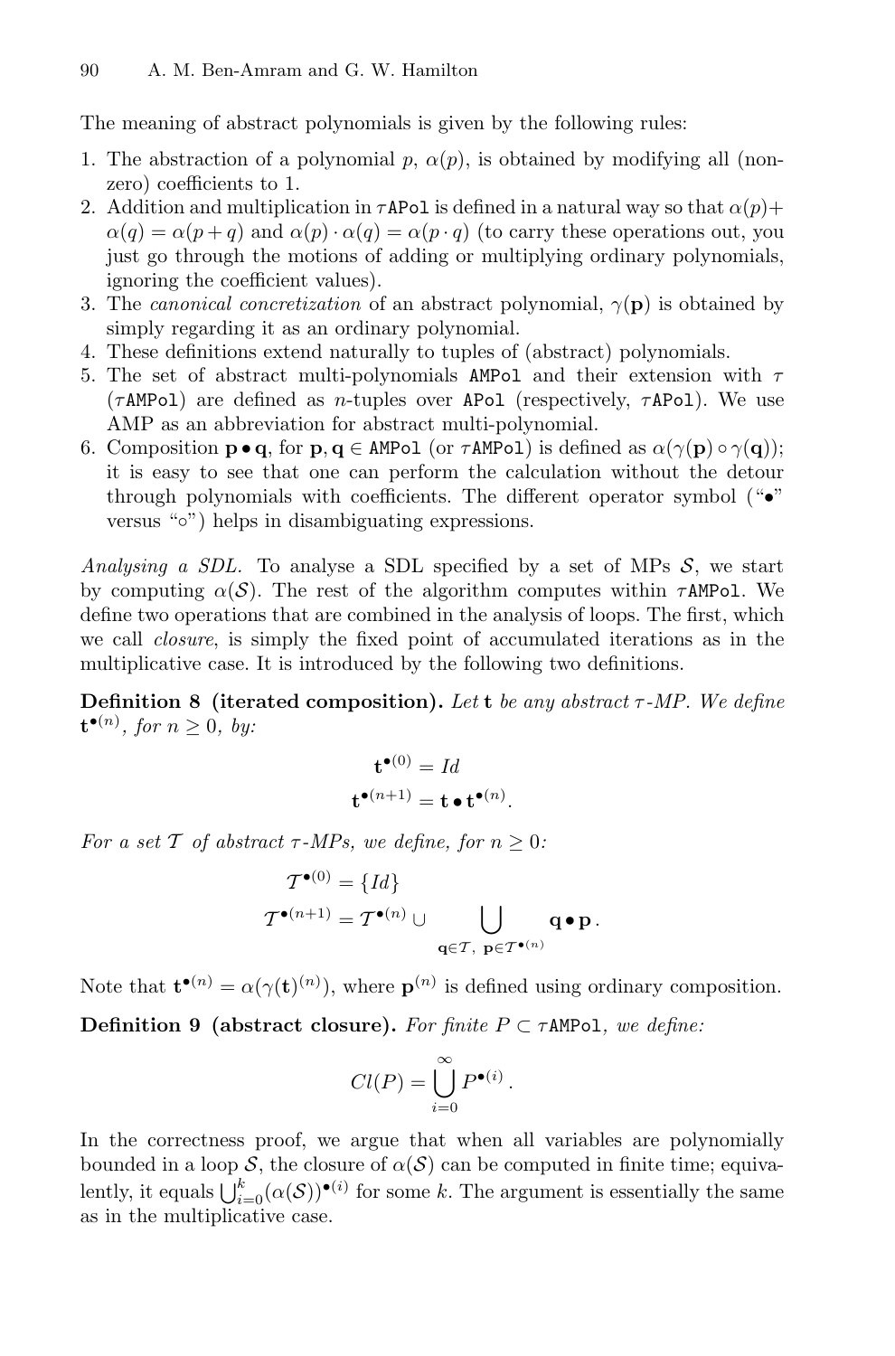The meaning of abstract polynomials is given by the following rules:

1. The abstraction of a polynomial $p$, $\alpha(p)$, is obtained by modifying all (non-zero) coefficients to 1.
2. Addition and multiplication in $\tau$`APol` is defined in a natural way so that $\alpha(p)+\alpha(q) = \alpha(p+q)$ and $\alpha(p)\cdot\alpha(q) = \alpha(p\cdot q)$ (to carry these operations out, you just go through the motions of adding or multiplying ordinary polynomials, ignoring the coefficient values).
3. The *canonical concretization* of an abstract polynomial, $\gamma(\mathbf{p})$ is obtained by simply regarding it as an ordinary polynomial.
4. These definitions extend naturally to tuples of (abstract) polynomials.
5. The set of abstract multi-polynomials `AMPol` and their extension with $\tau$ ($\tau$`AMPol`) are defined as $n$-tuples over `APol` (respectively, $\tau$`APol`). We use AMP as an abbreviation for abstract multi-polynomial.
6. Composition $\mathbf{p}\bullet\mathbf{q}$, for $\mathbf{p},\mathbf{q} \in$ `AMPol` (or $\tau$`AMPol`) is defined as $\alpha(\gamma(\mathbf{p})\circ\gamma(\mathbf{q}))$; it is easy to see that one can perform the calculation without the detour through polynomials with coefficients. The different operator symbol ("$\bullet$" versus "$\circ$") helps in disambiguating expressions.

*Analysing a SDL.* To analyse a SDL specified by a set of MPs $\mathcal{S}$, we start by computing $\alpha(\mathcal{S})$. The rest of the algorithm computes within $\tau$`AMPol`. We define two operations that are combined in the analysis of loops. The first, which we call *closure*, is simply the fixed point of accumulated iterations as in the multiplicative case. It is introduced by the following two definitions.

**Definition 8 (iterated composition).** *Let* $\mathbf{t}$ *be any abstract* $\tau$*-MP. We define* $\mathbf{t}^{\bullet(n)}$*, for* $n \ge 0$*, by:*

$$\mathbf{t}^{\bullet(0)} = Id$$
$$\mathbf{t}^{\bullet(n+1)} = \mathbf{t}\bullet\mathbf{t}^{\bullet(n)}.$$

*For a set* $\mathcal{T}$ *of abstract* $\tau$*-MPs, we define, for* $n \ge 0$*:*

$$\mathcal{T}^{\bullet(0)} = \{Id\}$$
$$\mathcal{T}^{\bullet(n+1)} = \mathcal{T}^{\bullet(n)} \cup \bigcup_{\mathbf{q}\in\mathcal{T},\ \mathbf{p}\in\mathcal{T}^{\bullet(n)}} \mathbf{q}\bullet\mathbf{p}\,.$$

Note that $\mathbf{t}^{\bullet(n)} = \alpha(\gamma(\mathbf{t})^{(n)})$, where $\mathbf{p}^{(n)}$ is defined using ordinary composition.

**Definition 9 (abstract closure).** *For finite* $P \subset \tau$`AMPol`*, we define:*

$$Cl(P) = \bigcup_{i=0}^{\infty} P^{\bullet(i)}\,.$$

In the correctness proof, we argue that when all variables are polynomially bounded in a loop $\mathcal{S}$, the closure of $\alpha(\mathcal{S})$ can be computed in finite time; equivalently, it equals $\bigcup_{i=0}^{k}(\alpha(\mathcal{S}))^{\bullet(i)}$ for some $k$. The argument is essentially the same as in the multiplicative case.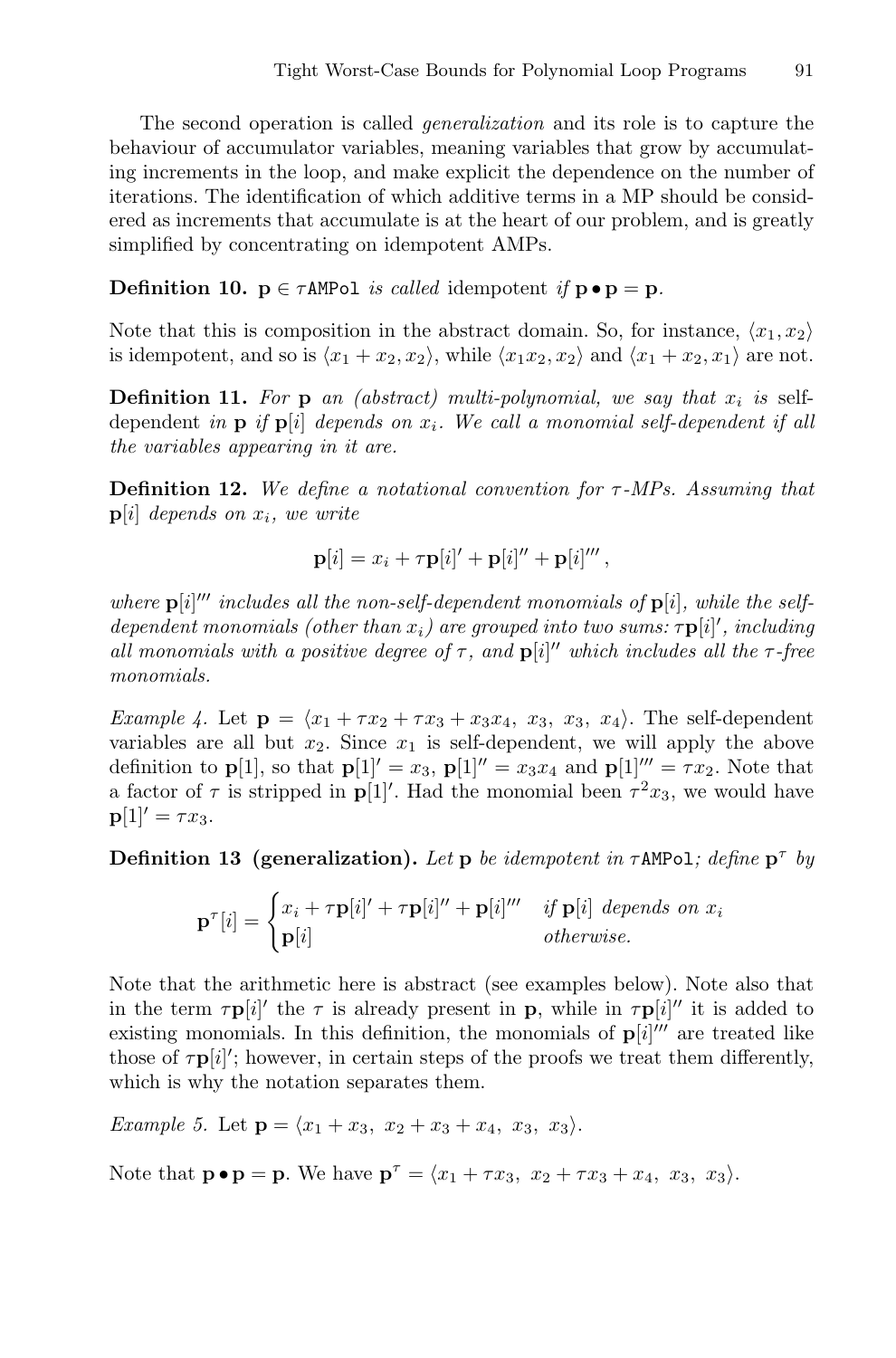The second operation is called *generalization* and its role is to capture the behaviour of accumulator variables, meaning variables that grow by accumulating increments in the loop, and make explicit the dependence on the number of iterations. The identification of which additive terms in a MP should be considered as increments that accumulate is at the heart of our problem, and is greatly simplified by concentrating on idempotent AMPs.

**Definition 10.** *$\mathbf{p} \in \tau\texttt{AMPol}$ is called* idempotent *if $\mathbf{p} \bullet \mathbf{p} = \mathbf{p}$.*

Note that this is composition in the abstract domain. So, for instance, $\langle x_1, x_2 \rangle$ is idempotent, and so is $\langle x_1 + x_2, x_2 \rangle$, while $\langle x_1 x_2, x_2 \rangle$ and $\langle x_1 + x_2, x_1 \rangle$ are not.

**Definition 11.** *For $\mathbf{p}$ an (abstract) multi-polynomial, we say that $x_i$ is* self-dependent *in $\mathbf{p}$ if $\mathbf{p}[i]$ depends on $x_i$. We call a monomial self-dependent if all the variables appearing in it are.*

**Definition 12.** *We define a notational convention for $\tau$-MPs. Assuming that $\mathbf{p}[i]$ depends on $x_i$, we write*

$$\mathbf{p}[i] = x_i + \tau\mathbf{p}[i]' + \mathbf{p}[i]'' + \mathbf{p}[i]''' ,$$

*where $\mathbf{p}[i]'''$ includes all the non-self-dependent monomials of $\mathbf{p}[i]$, while the self-dependent monomials (other than $x_i$) are grouped into two sums: $\tau\mathbf{p}[i]'$, including all monomials with a positive degree of $\tau$, and $\mathbf{p}[i]''$ which includes all the $\tau$-free monomials.*

*Example 4.* Let $\mathbf{p} = \langle x_1 + \tau x_2 + \tau x_3 + x_3 x_4,\ x_3,\ x_3,\ x_4 \rangle$. The self-dependent variables are all but $x_2$. Since $x_1$ is self-dependent, we will apply the above definition to $\mathbf{p}[1]$, so that $\mathbf{p}[1]' = x_3$, $\mathbf{p}[1]'' = x_3 x_4$ and $\mathbf{p}[1]''' = \tau x_2$. Note that a factor of $\tau$ is stripped in $\mathbf{p}[1]'$. Had the monomial been $\tau^2 x_3$, we would have $\mathbf{p}[1]' = \tau x_3$.

**Definition 13 (generalization).** *Let $\mathbf{p}$ be idempotent in $\tau\texttt{AMPol}$; define $\mathbf{p}^\tau$ by*

$$\mathbf{p}^\tau[i] = \begin{cases} x_i + \tau\mathbf{p}[i]' + \tau\mathbf{p}[i]'' + \mathbf{p}[i]''' & \text{if } \mathbf{p}[i] \text{ depends on } x_i \\ \mathbf{p}[i] & \text{otherwise.} \end{cases}$$

Note that the arithmetic here is abstract (see examples below). Note also that in the term $\tau\mathbf{p}[i]'$ the $\tau$ is already present in $\mathbf{p}$, while in $\tau\mathbf{p}[i]''$ it is added to existing monomials. In this definition, the monomials of $\mathbf{p}[i]'''$ are treated like those of $\tau\mathbf{p}[i]'$; however, in certain steps of the proofs we treat them differently, which is why the notation separates them.

*Example 5.* Let $\mathbf{p} = \langle x_1 + x_3,\ x_2 + x_3 + x_4,\ x_3,\ x_3 \rangle$.

Note that $\mathbf{p} \bullet \mathbf{p} = \mathbf{p}$. We have $\mathbf{p}^\tau = \langle x_1 + \tau x_3,\ x_2 + \tau x_3 + x_4,\ x_3,\ x_3 \rangle$.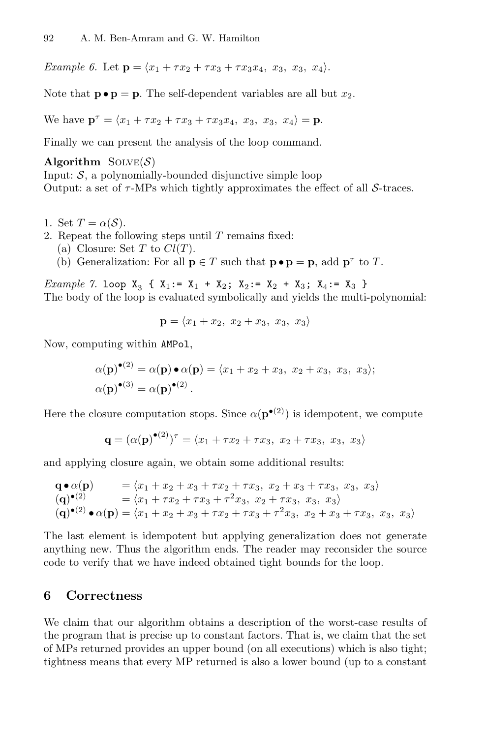*Example 6.* Let $\mathbf{p} = \langle x_1 + \tau x_2 + \tau x_3 + \tau x_3 x_4,\ x_3,\ x_3,\ x_4\rangle$.

Note that $\mathbf{p} \bullet \mathbf{p} = \mathbf{p}$. The self-dependent variables are all but $x_2$.

We have $\mathbf{p}^\tau = \langle x_1 + \tau x_2 + \tau x_3 + \tau x_3 x_4,\ x_3,\ x_3,\ x_4\rangle = \mathbf{p}$.

Finally we can present the analysis of the loop command.

**Algorithm** Solve($\mathcal{S}$)
Input: $\mathcal{S}$, a polynomially-bounded disjunctive simple loop
Output: a set of $\tau$-MPs which tightly approximates the effect of all $\mathcal{S}$-traces.

1. Set $T = \alpha(\mathcal{S})$.
2. Repeat the following steps until $T$ remains fixed:
   (a) Closure: Set $T$ to $Cl(T)$.
   (b) Generalization: For all $\mathbf{p} \in T$ such that $\mathbf{p} \bullet \mathbf{p} = \mathbf{p}$, add $\mathbf{p}^\tau$ to $T$.

*Example 7.* `loop X3 { X1:= X1 + X2; X2:= X2 + X3; X4:= X3 }`
The body of the loop is evaluated symbolically and yields the multi-polynomial:

$$\mathbf{p} = \langle x_1 + x_2,\ x_2 + x_3,\ x_3,\ x_3\rangle$$

Now, computing within `AMPol`,

$$\alpha(\mathbf{p})^{\bullet(2)} = \alpha(\mathbf{p}) \bullet \alpha(\mathbf{p}) = \langle x_1 + x_2 + x_3,\ x_2 + x_3,\ x_3,\ x_3\rangle;$$
$$\alpha(\mathbf{p})^{\bullet(3)} = \alpha(\mathbf{p})^{\bullet(2)}.$$

Here the closure computation stops. Since $\alpha(\mathbf{p}^{\bullet(2)})$ is idempotent, we compute

$$\mathbf{q} = (\alpha(\mathbf{p})^{\bullet(2)})^\tau = \langle x_1 + \tau x_2 + \tau x_3,\ x_2 + \tau x_3,\ x_3,\ x_3\rangle$$

and applying closure again, we obtain some additional results:

$$\begin{aligned}
\mathbf{q} \bullet \alpha(\mathbf{p}) &= \langle x_1 + x_2 + x_3 + \tau x_2 + \tau x_3,\ x_2 + x_3 + \tau x_3,\ x_3,\ x_3\rangle\\
(\mathbf{q})^{\bullet(2)} &= \langle x_1 + \tau x_2 + \tau x_3 + \tau^2 x_3,\ x_2 + \tau x_3,\ x_3,\ x_3\rangle\\
(\mathbf{q})^{\bullet(2)} \bullet \alpha(\mathbf{p}) &= \langle x_1 + x_2 + x_3 + \tau x_2 + \tau x_3 + \tau^2 x_3,\ x_2 + x_3 + \tau x_3,\ x_3,\ x_3\rangle
\end{aligned}$$

The last element is idempotent but applying generalization does not generate anything new. Thus the algorithm ends. The reader may reconsider the source code to verify that we have indeed obtained tight bounds for the loop.

## 6 Correctness

We claim that our algorithm obtains a description of the worst-case results of the program that is precise up to constant factors. That is, we claim that the set of MPs returned provides an upper bound (on all executions) which is also tight; tightness means that every MP returned is also a lower bound (up to a constant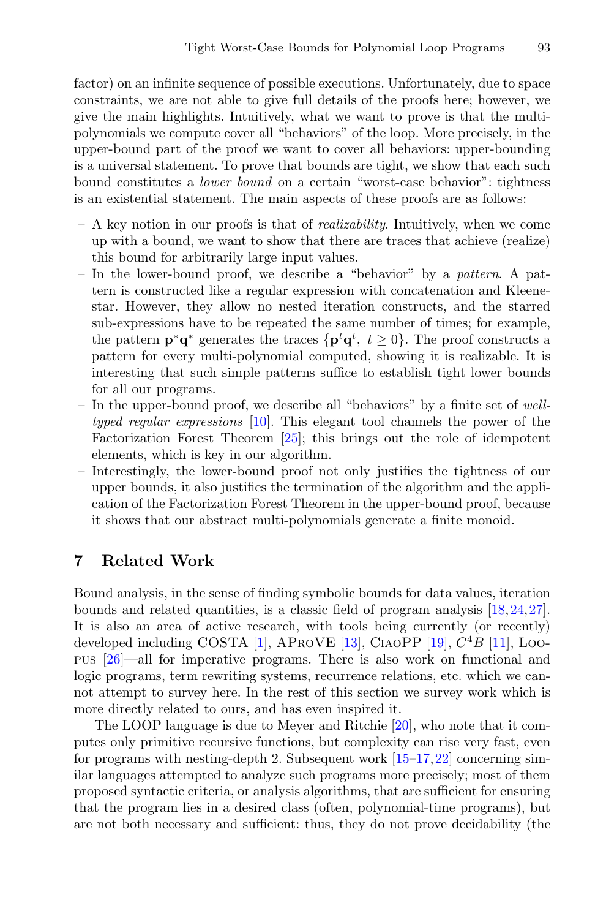factor) on an infinite sequence of possible executions. Unfortunately, due to space constraints, we are not able to give full details of the proofs here; however, we give the main highlights. Intuitively, what we want to prove is that the multi-polynomials we compute cover all "behaviors" of the loop. More precisely, in the upper-bound part of the proof we want to cover all behaviors: upper-bounding is a universal statement. To prove that bounds are tight, we show that each such bound constitutes a *lower bound* on a certain "worst-case behavior": tightness is an existential statement. The main aspects of these proofs are as follows:

- A key notion in our proofs is that of *realizability*. Intuitively, when we come up with a bound, we want to show that there are traces that achieve (realize) this bound for arbitrarily large input values.
- In the lower-bound proof, we describe a "behavior" by a *pattern*. A pattern is constructed like a regular expression with concatenation and Kleene-star. However, they allow no nested iteration constructs, and the starred sub-expressions have to be repeated the same number of times; for example, the pattern $\mathbf{p}^*\mathbf{q}^*$ generates the traces $\{\mathbf{p}^t\mathbf{q}^t,\ t \geq 0\}$. The proof constructs a pattern for every multi-polynomial computed, showing it is realizable. It is interesting that such simple patterns suffice to establish tight lower bounds for all our programs.
- In the upper-bound proof, we describe all "behaviors" by a finite set of *well-typed regular expressions* [10]. This elegant tool channels the power of the Factorization Forest Theorem [25]; this brings out the role of idempotent elements, which is key in our algorithm.
- Interestingly, the lower-bound proof not only justifies the tightness of our upper bounds, it also justifies the termination of the algorithm and the application of the Factorization Forest Theorem in the upper-bound proof, because it shows that our abstract multi-polynomials generate a finite monoid.

## 7 Related Work

Bound analysis, in the sense of finding symbolic bounds for data values, iteration bounds and related quantities, is a classic field of program analysis [18,24,27]. It is also an area of active research, with tools being currently (or recently) developed including COSTA [1], APROVE [13], CIAOPP [19], $C^4B$ [11], LOOPUS [26]—all for imperative programs. There is also work on functional and logic programs, term rewriting systems, recurrence relations, etc. which we cannot attempt to survey here. In the rest of this section we survey work which is more directly related to ours, and has even inspired it.

The LOOP language is due to Meyer and Ritchie [20], who note that it computes only primitive recursive functions, but complexity can rise very fast, even for programs with nesting-depth 2. Subsequent work [15–17,22] concerning similar languages attempted to analyze such programs more precisely; most of them proposed syntactic criteria, or analysis algorithms, that are sufficient for ensuring that the program lies in a desired class (often, polynomial-time programs), but are not both necessary and sufficient: thus, they do not prove decidability (the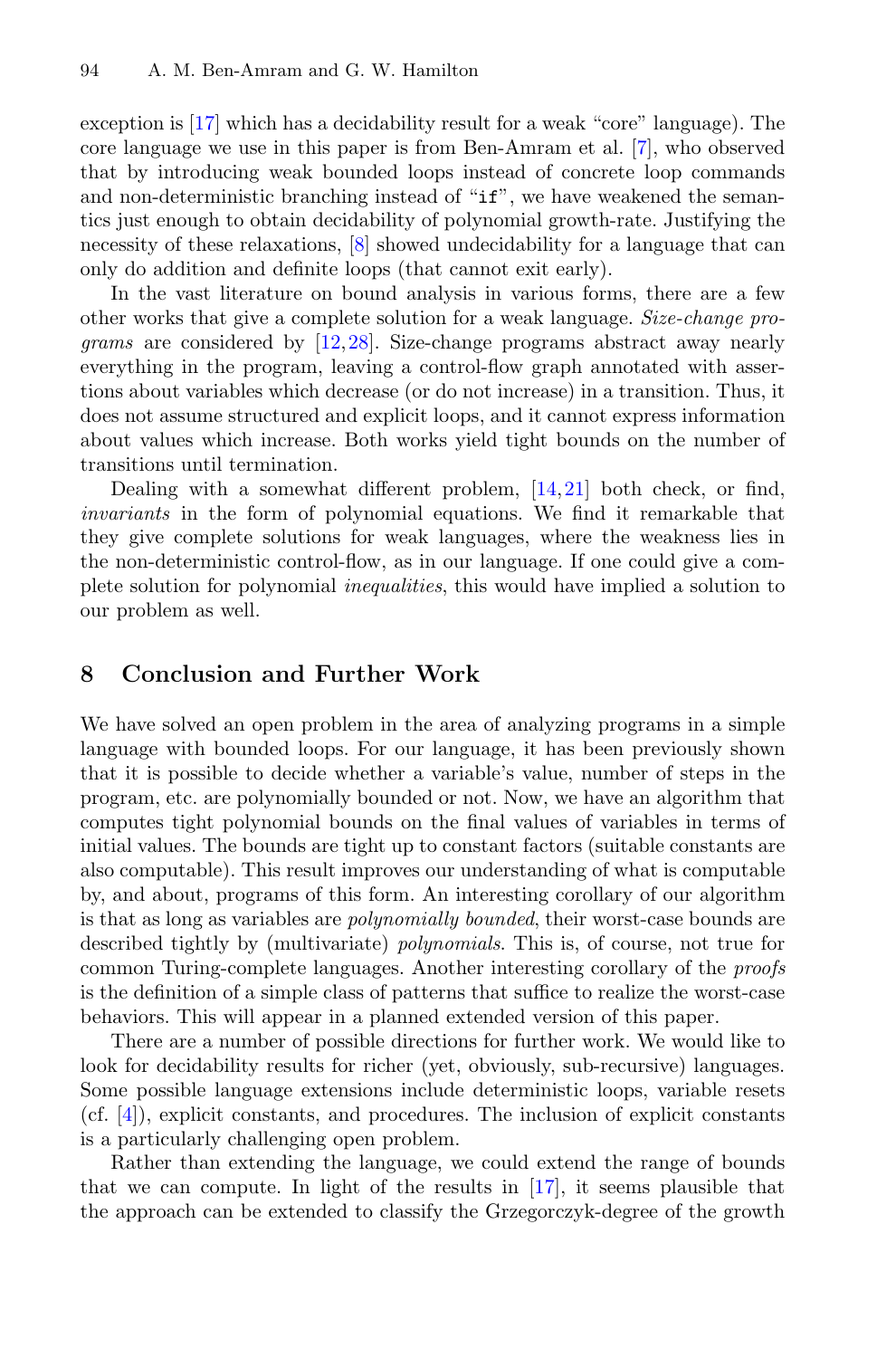exception is [17] which has a decidability result for a weak "core" language). The core language we use in this paper is from Ben-Amram et al. [7], who observed that by introducing weak bounded loops instead of concrete loop commands and non-deterministic branching instead of "`if`", we have weakened the semantics just enough to obtain decidability of polynomial growth-rate. Justifying the necessity of these relaxations, [8] showed undecidability for a language that can only do addition and definite loops (that cannot exit early).

In the vast literature on bound analysis in various forms, there are a few other works that give a complete solution for a weak language. *Size-change programs* are considered by [12,28]. Size-change programs abstract away nearly everything in the program, leaving a control-flow graph annotated with assertions about variables which decrease (or do not increase) in a transition. Thus, it does not assume structured and explicit loops, and it cannot express information about values which increase. Both works yield tight bounds on the number of transitions until termination.

Dealing with a somewhat different problem, [14,21] both check, or find, *invariants* in the form of polynomial equations. We find it remarkable that they give complete solutions for weak languages, where the weakness lies in the non-deterministic control-flow, as in our language. If one could give a complete solution for polynomial *inequalities*, this would have implied a solution to our problem as well.

## 8 Conclusion and Further Work

We have solved an open problem in the area of analyzing programs in a simple language with bounded loops. For our language, it has been previously shown that it is possible to decide whether a variable's value, number of steps in the program, etc. are polynomially bounded or not. Now, we have an algorithm that computes tight polynomial bounds on the final values of variables in terms of initial values. The bounds are tight up to constant factors (suitable constants are also computable). This result improves our understanding of what is computable by, and about, programs of this form. An interesting corollary of our algorithm is that as long as variables are *polynomially bounded*, their worst-case bounds are described tightly by (multivariate) *polynomials*. This is, of course, not true for common Turing-complete languages. Another interesting corollary of the *proofs* is the definition of a simple class of patterns that suffice to realize the worst-case behaviors. This will appear in a planned extended version of this paper.

There are a number of possible directions for further work. We would like to look for decidability results for richer (yet, obviously, sub-recursive) languages. Some possible language extensions include deterministic loops, variable resets (cf. [4]), explicit constants, and procedures. The inclusion of explicit constants is a particularly challenging open problem.

Rather than extending the language, we could extend the range of bounds that we can compute. In light of the results in [17], it seems plausible that the approach can be extended to classify the Grzegorczyk-degree of the growth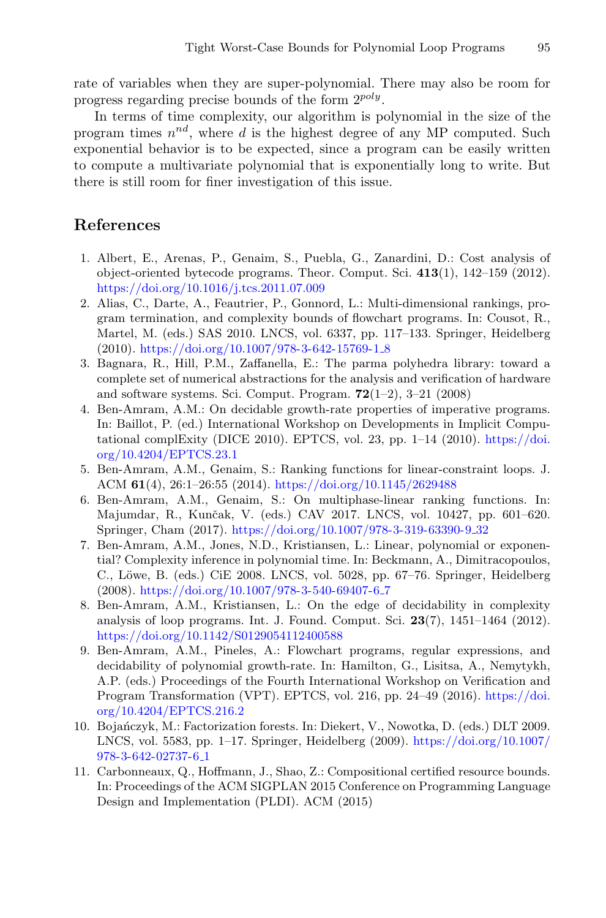rate of variables when they are super-polynomial. There may also be room for progress regarding precise bounds of the form $2^{poly}$.

In terms of time complexity, our algorithm is polynomial in the size of the program times $n^{nd}$, where $d$ is the highest degree of any MP computed. Such exponential behavior is to be expected, since a program can be easily written to compute a multivariate polynomial that is exponentially long to write. But there is still room for finer investigation of this issue.

## References

1. Albert, E., Arenas, P., Genaim, S., Puebla, G., Zanardini, D.: Cost analysis of object-oriented bytecode programs. Theor. Comput. Sci. **413**(1), 142–159 (2012). https://doi.org/10.1016/j.tcs.2011.07.009
2. Alias, C., Darte, A., Feautrier, P., Gonnord, L.: Multi-dimensional rankings, program termination, and complexity bounds of flowchart programs. In: Cousot, R., Martel, M. (eds.) SAS 2010. LNCS, vol. 6337, pp. 117–133. Springer, Heidelberg (2010). https://doi.org/10.1007/978-3-642-15769-1_8
3. Bagnara, R., Hill, P.M., Zaffanella, E.: The parma polyhedra library: toward a complete set of numerical abstractions for the analysis and verification of hardware and software systems. Sci. Comput. Program. **72**(1–2), 3–21 (2008)
4. Ben-Amram, A.M.: On decidable growth-rate properties of imperative programs. In: Baillot, P. (ed.) International Workshop on Developments in Implicit Computational complExity (DICE 2010). EPTCS, vol. 23, pp. 1–14 (2010). https://doi.org/10.4204/EPTCS.23.1
5. Ben-Amram, A.M., Genaim, S.: Ranking functions for linear-constraint loops. J. ACM **61**(4), 26:1–26:55 (2014). https://doi.org/10.1145/2629488
6. Ben-Amram, A.M., Genaim, S.: On multiphase-linear ranking functions. In: Majumdar, R., Kunčak, V. (eds.) CAV 2017. LNCS, vol. 10427, pp. 601–620. Springer, Cham (2017). https://doi.org/10.1007/978-3-319-63390-9_32
7. Ben-Amram, A.M., Jones, N.D., Kristiansen, L.: Linear, polynomial or exponential? Complexity inference in polynomial time. In: Beckmann, A., Dimitracopoulos, C., Löwe, B. (eds.) CiE 2008. LNCS, vol. 5028, pp. 67–76. Springer, Heidelberg (2008). https://doi.org/10.1007/978-3-540-69407-6_7
8. Ben-Amram, A.M., Kristiansen, L.: On the edge of decidability in complexity analysis of loop programs. Int. J. Found. Comput. Sci. **23**(7), 1451–1464 (2012). https://doi.org/10.1142/S0129054112400588
9. Ben-Amram, A.M., Pineles, A.: Flowchart programs, regular expressions, and decidability of polynomial growth-rate. In: Hamilton, G., Lisitsa, A., Nemytykh, A.P. (eds.) Proceedings of the Fourth International Workshop on Verification and Program Transformation (VPT). EPTCS, vol. 216, pp. 24–49 (2016). https://doi.org/10.4204/EPTCS.216.2
10. Bojańczyk, M.: Factorization forests. In: Diekert, V., Nowotka, D. (eds.) DLT 2009. LNCS, vol. 5583, pp. 1–17. Springer, Heidelberg (2009). https://doi.org/10.1007/978-3-642-02737-6_1
11. Carbonneaux, Q., Hoffmann, J., Shao, Z.: Compositional certified resource bounds. In: Proceedings of the ACM SIGPLAN 2015 Conference on Programming Language Design and Implementation (PLDI). ACM (2015)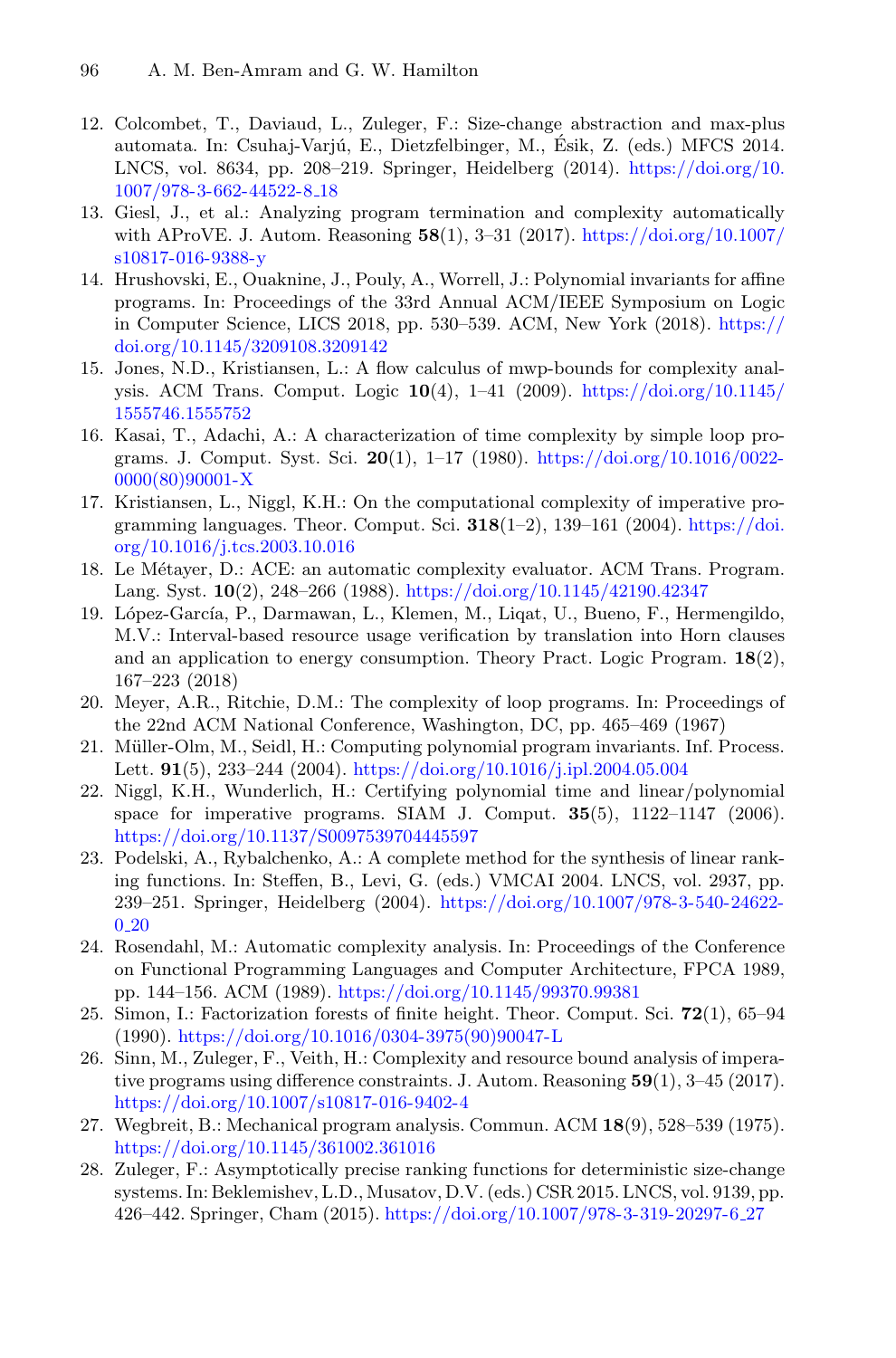12. Colcombet, T., Daviaud, L., Zuleger, F.: Size-change abstraction and max-plus automata. In: Csuhaj-Varjú, E., Dietzfelbinger, M., Ésik, Z. (eds.) MFCS 2014. LNCS, vol. 8634, pp. 208–219. Springer, Heidelberg (2014). https://doi.org/10.1007/978-3-662-44522-8_18
13. Giesl, J., et al.: Analyzing program termination and complexity automatically with AProVE. J. Autom. Reasoning **58**(1), 3–31 (2017). https://doi.org/10.1007/s10817-016-9388-y
14. Hrushovski, E., Ouaknine, J., Pouly, A., Worrell, J.: Polynomial invariants for affine programs. In: Proceedings of the 33rd Annual ACM/IEEE Symposium on Logic in Computer Science, LICS 2018, pp. 530–539. ACM, New York (2018). https://doi.org/10.1145/3209108.3209142
15. Jones, N.D., Kristiansen, L.: A flow calculus of mwp-bounds for complexity analysis. ACM Trans. Comput. Logic **10**(4), 1–41 (2009). https://doi.org/10.1145/1555746.1555752
16. Kasai, T., Adachi, A.: A characterization of time complexity by simple loop programs. J. Comput. Syst. Sci. **20**(1), 1–17 (1980). https://doi.org/10.1016/0022-0000(80)90001-X
17. Kristiansen, L., Niggl, K.H.: On the computational complexity of imperative programming languages. Theor. Comput. Sci. **318**(1–2), 139–161 (2004). https://doi.org/10.1016/j.tcs.2003.10.016
18. Le Métayer, D.: ACE: an automatic complexity evaluator. ACM Trans. Program. Lang. Syst. **10**(2), 248–266 (1988). https://doi.org/10.1145/42190.42347
19. López-García, P., Darmawan, L., Klemen, M., Liqat, U., Bueno, F., Hermengildo, M.V.: Interval-based resource usage verification by translation into Horn clauses and an application to energy consumption. Theory Pract. Logic Program. **18**(2), 167–223 (2018)
20. Meyer, A.R., Ritchie, D.M.: The complexity of loop programs. In: Proceedings of the 22nd ACM National Conference, Washington, DC, pp. 465–469 (1967)
21. Müller-Olm, M., Seidl, H.: Computing polynomial program invariants. Inf. Process. Lett. **91**(5), 233–244 (2004). https://doi.org/10.1016/j.ipl.2004.05.004
22. Niggl, K.H., Wunderlich, H.: Certifying polynomial time and linear/polynomial space for imperative programs. SIAM J. Comput. **35**(5), 1122–1147 (2006). https://doi.org/10.1137/S0097539704445597
23. Podelski, A., Rybalchenko, A.: A complete method for the synthesis of linear ranking functions. In: Steffen, B., Levi, G. (eds.) VMCAI 2004. LNCS, vol. 2937, pp. 239–251. Springer, Heidelberg (2004). https://doi.org/10.1007/978-3-540-24622-0_20
24. Rosendahl, M.: Automatic complexity analysis. In: Proceedings of the Conference on Functional Programming Languages and Computer Architecture, FPCA 1989, pp. 144–156. ACM (1989). https://doi.org/10.1145/99370.99381
25. Simon, I.: Factorization forests of finite height. Theor. Comput. Sci. **72**(1), 65–94 (1990). https://doi.org/10.1016/0304-3975(90)90047-L
26. Sinn, M., Zuleger, F., Veith, H.: Complexity and resource bound analysis of imperative programs using difference constraints. J. Autom. Reasoning **59**(1), 3–45 (2017). https://doi.org/10.1007/s10817-016-9402-4
27. Wegbreit, B.: Mechanical program analysis. Commun. ACM **18**(9), 528–539 (1975). https://doi.org/10.1145/361002.361016
28. Zuleger, F.: Asymptotically precise ranking functions for deterministic size-change systems. In: Beklemishev, L.D., Musatov, D.V. (eds.) CSR 2015. LNCS, vol. 9139, pp. 426–442. Springer, Cham (2015). https://doi.org/10.1007/978-3-319-20297-6_27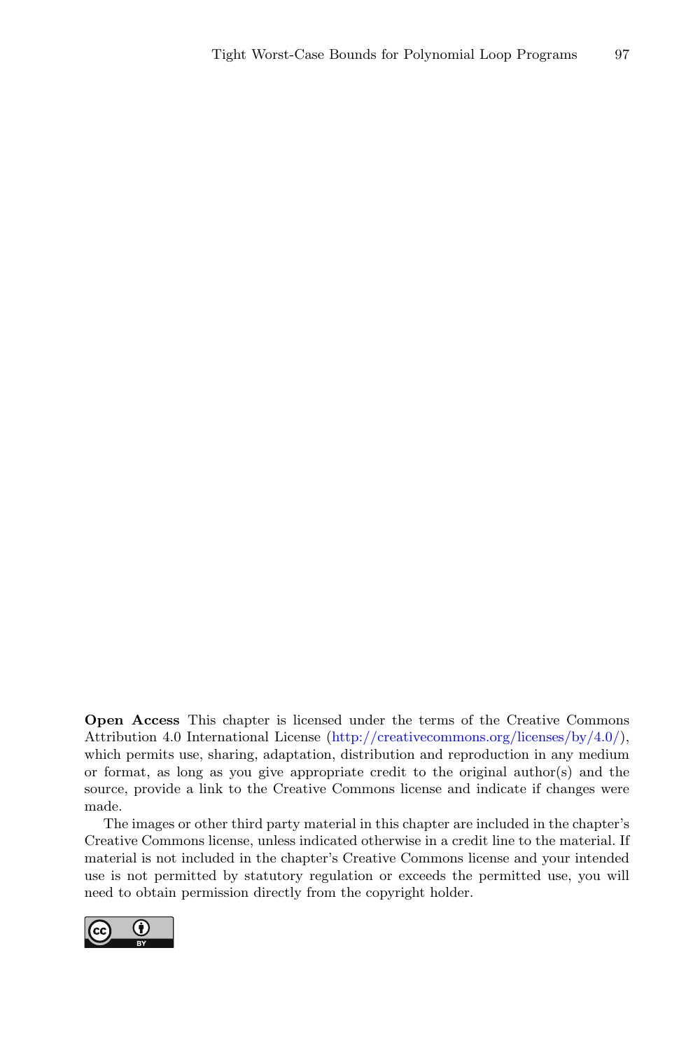**Open Access** This chapter is licensed under the terms of the Creative Commons Attribution 4.0 International License (http://creativecommons.org/licenses/by/4.0/), which permits use, sharing, adaptation, distribution and reproduction in any medium or format, as long as you give appropriate credit to the original author(s) and the source, provide a link to the Creative Commons license and indicate if changes were made.

The images or other third party material in this chapter are included in the chapter's Creative Commons license, unless indicated otherwise in a credit line to the material. If material is not included in the chapter's Creative Commons license and your intended use is not permitted by statutory regulation or exceeds the permitted use, you will need to obtain permission directly from the copyright holder.